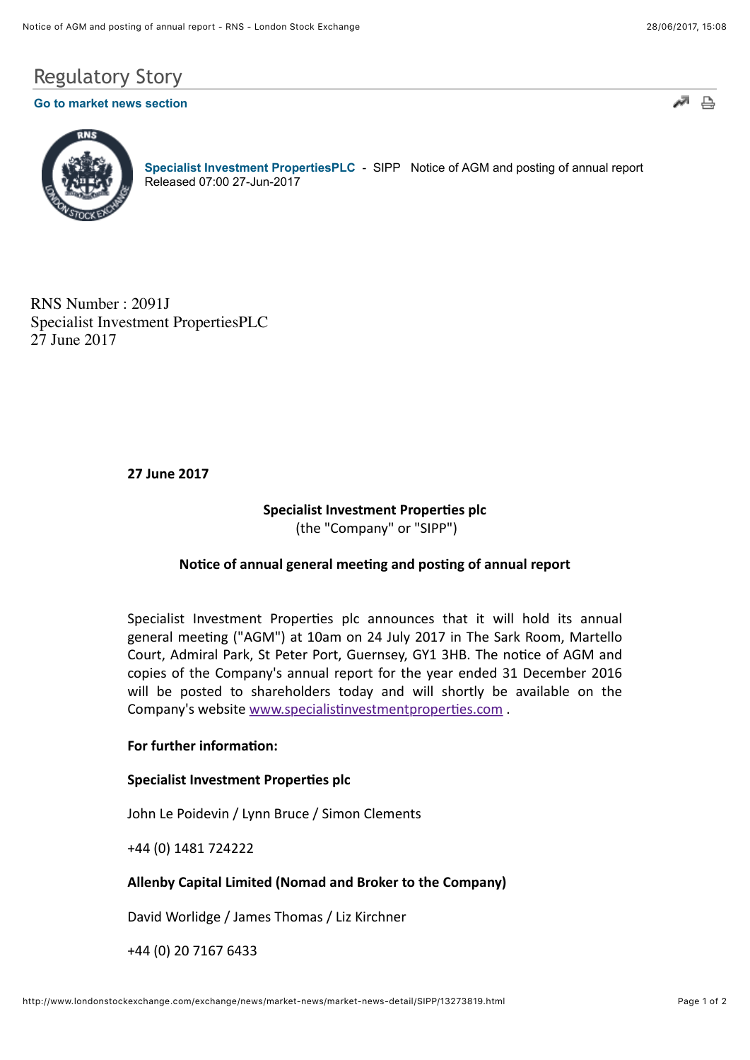# Regulatory Story

**Go to market news section**

**Specialist Investment PropertiesPLC** - SIPP Notice of AGM and posting of annual report
Released 07:00 27-Jun-2017

RNS Number : 2091J
Specialist Investment PropertiesPLC
27 June 2017

**27 June 2017**

**Specialist Investment Properties plc**
(the "Company" or "SIPP")

**Notice of annual general meeting and posting of annual report**

Specialist Investment Properties plc announces that it will hold its annual general meeting ("AGM") at 10am on 24 July 2017 in The Sark Room, Martello Court, Admiral Park, St Peter Port, Guernsey, GY1 3HB. The notice of AGM and copies of the Company's annual report for the year ended 31 December 2016 will be posted to shareholders today and will shortly be available on the Company's website www.specialistinvestmentproperties.com .

**For further information:**

**Specialist Investment Properties plc**

John Le Poidevin / Lynn Bruce / Simon Clements

+44 (0) 1481 724222

**Allenby Capital Limited (Nomad and Broker to the Company)**

David Worlidge / James Thomas / Liz Kirchner

+44 (0) 20 7167 6433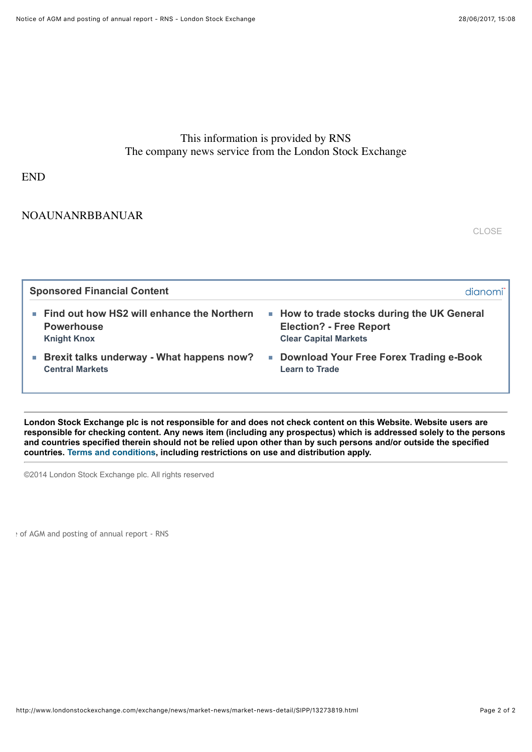This information is provided by RNS
The company news service from the London Stock Exchange

END

NOAUNANRBBANUAR

CLOSE

**Sponsored Financial Content**

dianomi

- **Find out how HS2 will enhance the Northern Powerhouse**
  **Knight Knox**
- **Brexit talks underway - What happens now?**
  **Central Markets**
- **How to trade stocks during the UK General Election? - Free Report**
  **Clear Capital Markets**
- **Download Your Free Forex Trading e-Book**
  **Learn to Trade**

**London Stock Exchange plc is not responsible for and does not check content on this Website. Website users are responsible for checking content. Any news item (including any prospectus) which is addressed solely to the persons and countries specified therein should not be relied upon other than by such persons and/or outside the specified countries. Terms and conditions, including restrictions on use and distribution apply.**

©2014 London Stock Exchange plc. All rights reserved